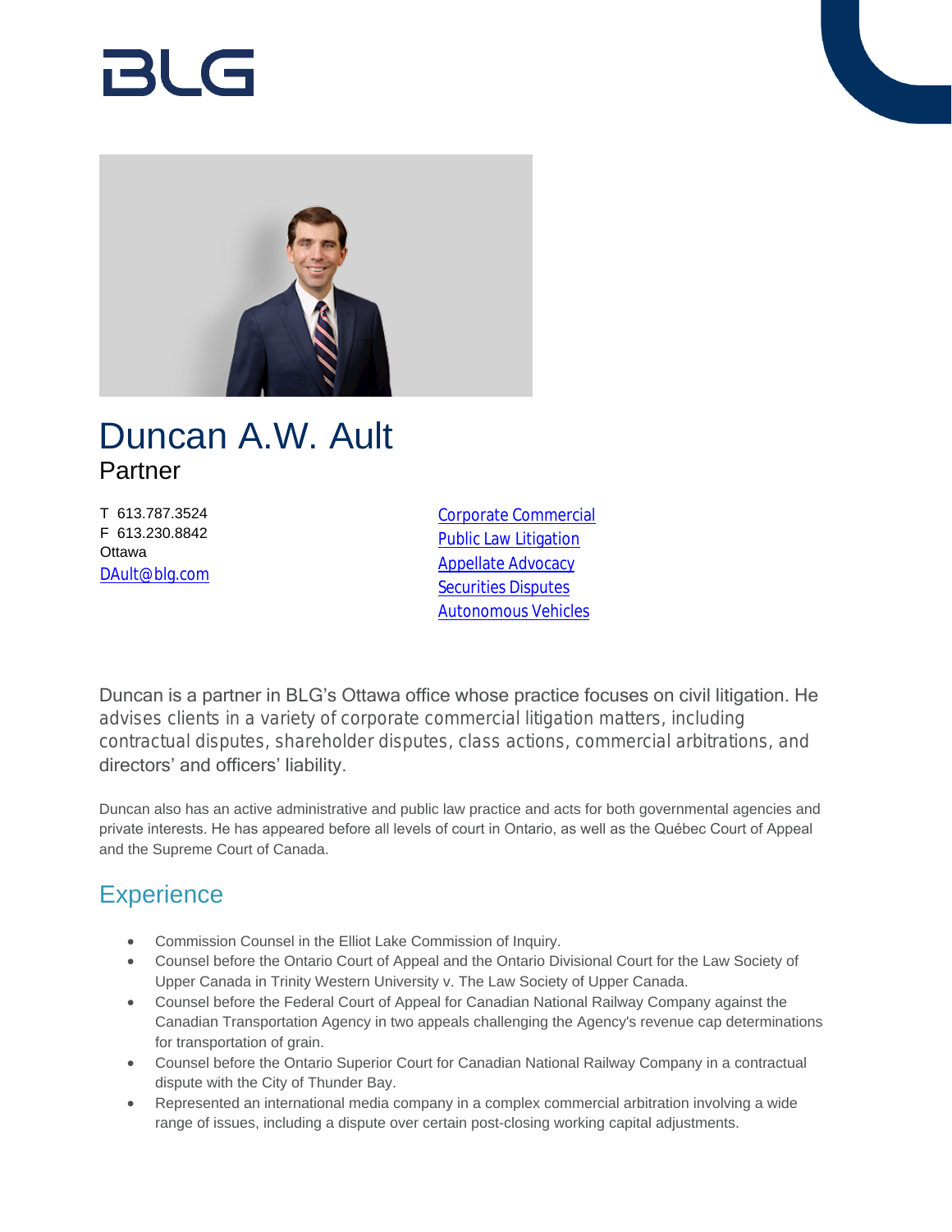BLG

# Duncan A.W. Ault

Partner

T 613.787.3524
F 613.230.8842
Ottawa
DAult@blg.com

Corporate Commercial
Public Law Litigation
Appellate Advocacy
Securities Disputes
Autonomous Vehicles

Duncan is a partner in BLG's Ottawa office whose practice focuses on civil litigation. He advises clients in a variety of corporate commercial litigation matters, including contractual disputes, shareholder disputes, class actions, commercial arbitrations, and directors' and officers' liability.

Duncan also has an active administrative and public law practice and acts for both governmental agencies and private interests. He has appeared before all levels of court in Ontario, as well as the Québec Court of Appeal and the Supreme Court of Canada.

## Experience

- Commission Counsel in the Elliot Lake Commission of Inquiry.
- Counsel before the Ontario Court of Appeal and the Ontario Divisional Court for the Law Society of Upper Canada in Trinity Western University v. The Law Society of Upper Canada.
- Counsel before the Federal Court of Appeal for Canadian National Railway Company against the Canadian Transportation Agency in two appeals challenging the Agency's revenue cap determinations for transportation of grain.
- Counsel before the Ontario Superior Court for Canadian National Railway Company in a contractual dispute with the City of Thunder Bay.
- Represented an international media company in a complex commercial arbitration involving a wide range of issues, including a dispute over certain post-closing working capital adjustments.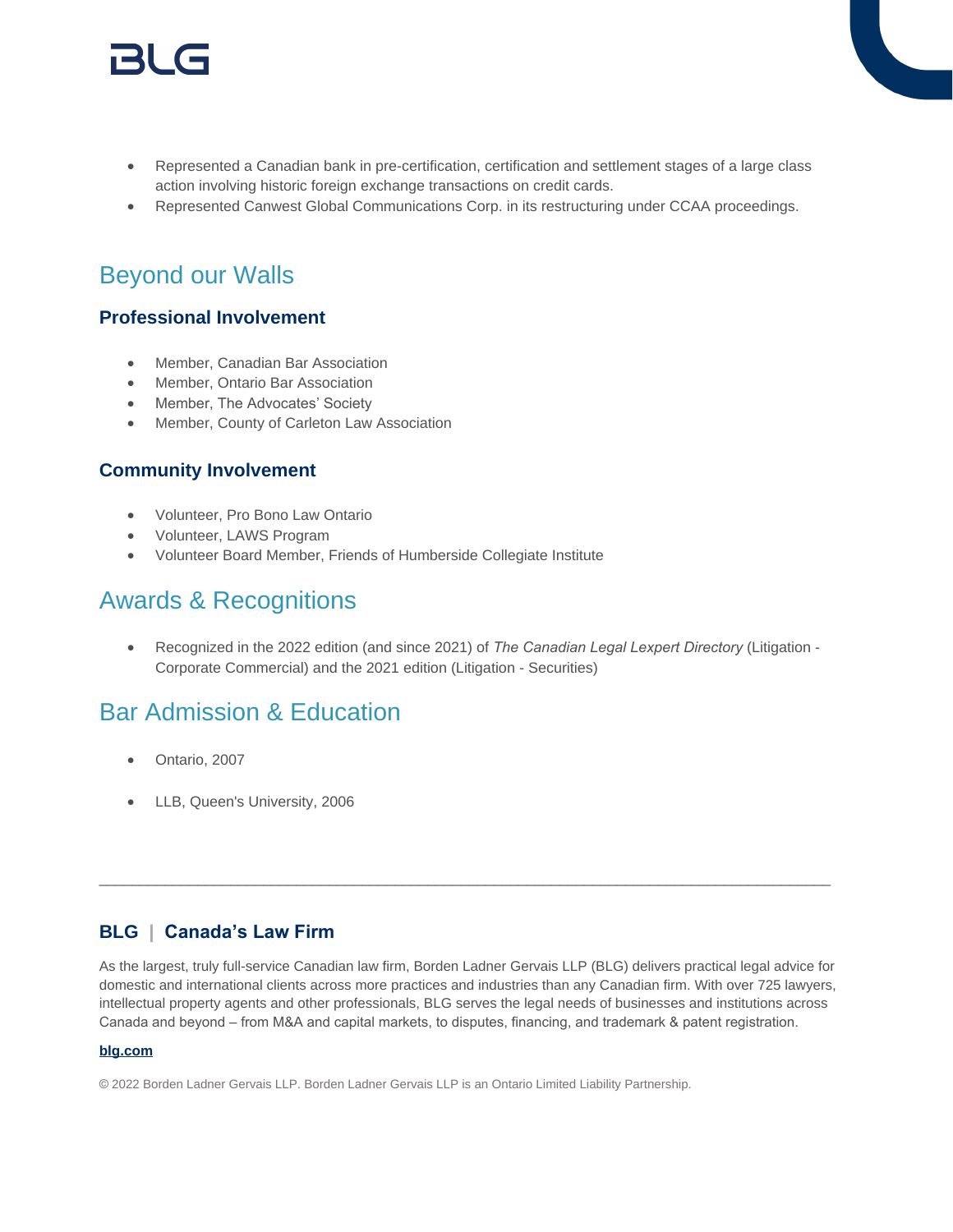- Represented a Canadian bank in pre-certification, certification and settlement stages of a large class action involving historic foreign exchange transactions on credit cards.
- Represented Canwest Global Communications Corp. in its restructuring under CCAA proceedings.

## Beyond our Walls

### Professional Involvement

- Member, Canadian Bar Association
- Member, Ontario Bar Association
- Member, The Advocates' Society
- Member, County of Carleton Law Association

### Community Involvement

- Volunteer, Pro Bono Law Ontario
- Volunteer, LAWS Program
- Volunteer Board Member, Friends of Humberside Collegiate Institute

## Awards & Recognitions

- Recognized in the 2022 edition (and since 2021) of *The Canadian Legal Lexpert Directory* (Litigation - Corporate Commercial) and the 2021 edition (Litigation - Securities)

## Bar Admission & Education

- Ontario, 2007
- LLB, Queen's University, 2006

---

### BLG | Canada's Law Firm

As the largest, truly full-service Canadian law firm, Borden Ladner Gervais LLP (BLG) delivers practical legal advice for domestic and international clients across more practices and industries than any Canadian firm. With over 725 lawyers, intellectual property agents and other professionals, BLG serves the legal needs of businesses and institutions across Canada and beyond – from M&A and capital markets, to disputes, financing, and trademark & patent registration.

**blg.com**

© 2022 Borden Ladner Gervais LLP. Borden Ladner Gervais LLP is an Ontario Limited Liability Partnership.